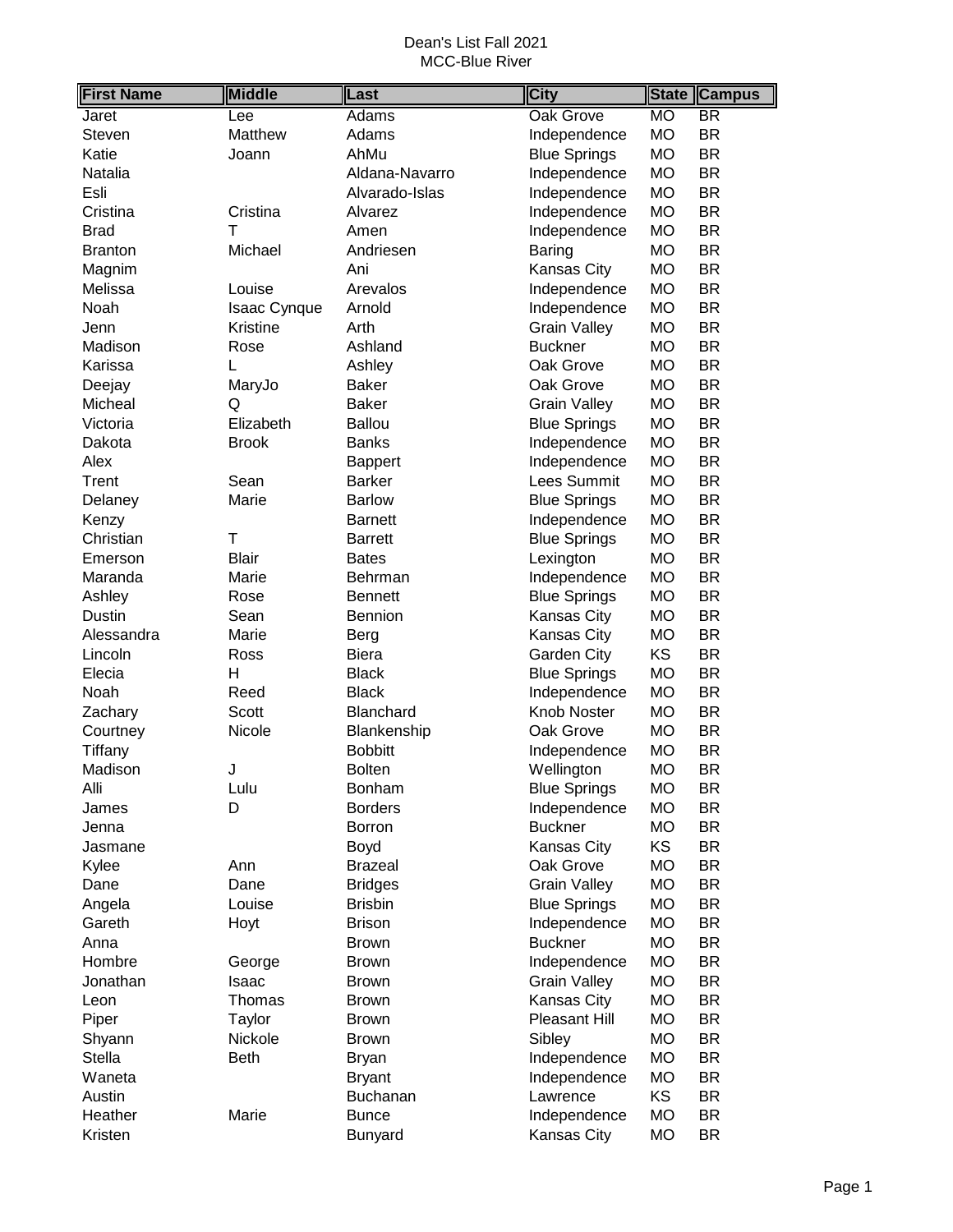# Dean's List Fall 2021
## MCC-Blue River

| First Name | Middle | Last | City | State | Campus |
|---|---|---|---|---|---|
| Jaret | Lee | Adams | Oak Grove | MO | BR |
| Steven | Matthew | Adams | Independence | MO | BR |
| Katie | Joann | AhMu | Blue Springs | MO | BR |
| Natalia | | Aldana-Navarro | Independence | MO | BR |
| Esli | | Alvarado-Islas | Independence | MO | BR |
| Cristina | Cristina | Alvarez | Independence | MO | BR |
| Brad | T | Amen | Independence | MO | BR |
| Branton | Michael | Andriesen | Baring | MO | BR |
| Magnim | | Ani | Kansas City | MO | BR |
| Melissa | Louise | Arevalos | Independence | MO | BR |
| Noah | Isaac Cynque | Arnold | Independence | MO | BR |
| Jenn | Kristine | Arth | Grain Valley | MO | BR |
| Madison | Rose | Ashland | Buckner | MO | BR |
| Karissa | L | Ashley | Oak Grove | MO | BR |
| Deejay | MaryJo | Baker | Oak Grove | MO | BR |
| Micheal | Q | Baker | Grain Valley | MO | BR |
| Victoria | Elizabeth | Ballou | Blue Springs | MO | BR |
| Dakota | Brook | Banks | Independence | MO | BR |
| Alex | | Bappert | Independence | MO | BR |
| Trent | Sean | Barker | Lees Summit | MO | BR |
| Delaney | Marie | Barlow | Blue Springs | MO | BR |
| Kenzy | | Barnett | Independence | MO | BR |
| Christian | T | Barrett | Blue Springs | MO | BR |
| Emerson | Blair | Bates | Lexington | MO | BR |
| Maranda | Marie | Behrman | Independence | MO | BR |
| Ashley | Rose | Bennett | Blue Springs | MO | BR |
| Dustin | Sean | Bennion | Kansas City | MO | BR |
| Alessandra | Marie | Berg | Kansas City | MO | BR |
| Lincoln | Ross | Biera | Garden City | KS | BR |
| Elecia | H | Black | Blue Springs | MO | BR |
| Noah | Reed | Black | Independence | MO | BR |
| Zachary | Scott | Blanchard | Knob Noster | MO | BR |
| Courtney | Nicole | Blankenship | Oak Grove | MO | BR |
| Tiffany | | Bobbitt | Independence | MO | BR |
| Madison | J | Bolten | Wellington | MO | BR |
| Alli | Lulu | Bonham | Blue Springs | MO | BR |
| James | D | Borders | Independence | MO | BR |
| Jenna | | Borron | Buckner | MO | BR |
| Jasmane | | Boyd | Kansas City | KS | BR |
| Kylee | Ann | Brazeal | Oak Grove | MO | BR |
| Dane | Dane | Bridges | Grain Valley | MO | BR |
| Angela | Louise | Brisbin | Blue Springs | MO | BR |
| Gareth | Hoyt | Brison | Independence | MO | BR |
| Anna | | Brown | Buckner | MO | BR |
| Hombre | George | Brown | Independence | MO | BR |
| Jonathan | Isaac | Brown | Grain Valley | MO | BR |
| Leon | Thomas | Brown | Kansas City | MO | BR |
| Piper | Taylor | Brown | Pleasant Hill | MO | BR |
| Shyann | Nickole | Brown | Sibley | MO | BR |
| Stella | Beth | Bryan | Independence | MO | BR |
| Waneta | | Bryant | Independence | MO | BR |
| Austin | | Buchanan | Lawrence | KS | BR |
| Heather | Marie | Bunce | Independence | MO | BR |
| Kristen | | Bunyard | Kansas City | MO | BR |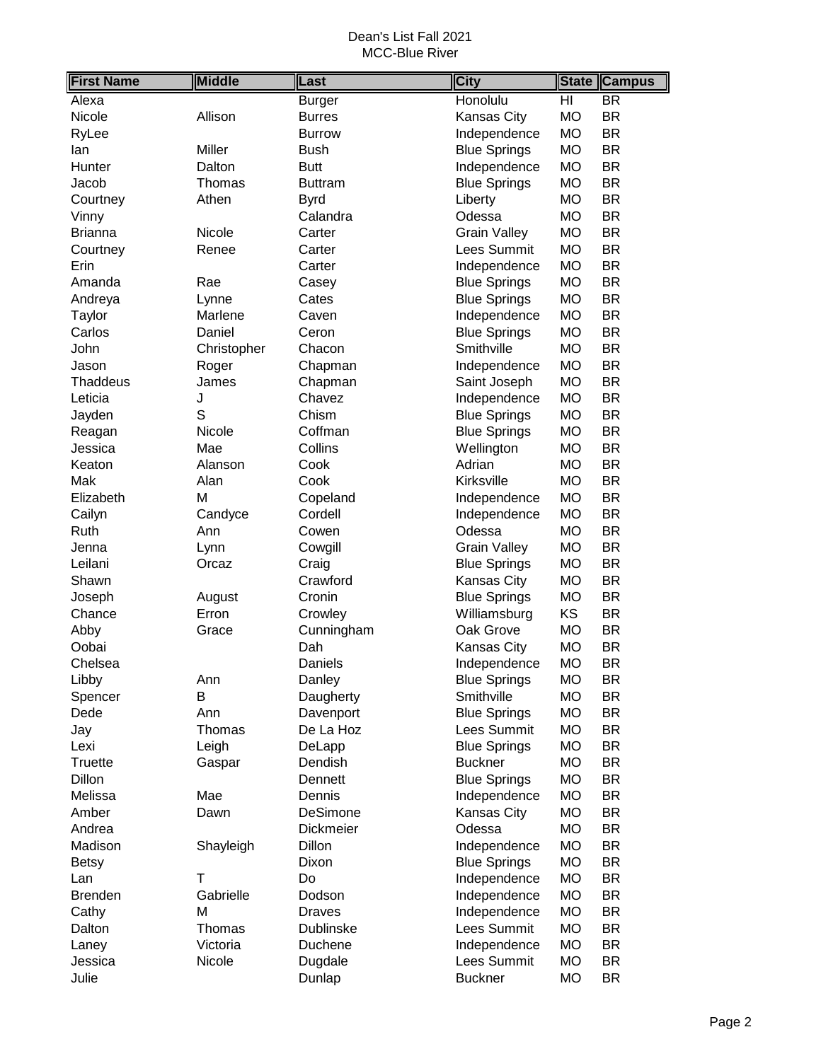Dean's List Fall 2021
MCC-Blue River

| First Name | Middle | Last | City | State | Campus |
|---|---|---|---|---|---|
| Alexa | | Burger | Honolulu | HI | BR |
| Nicole | Allison | Burres | Kansas City | MO | BR |
| RyLee | | Burrow | Independence | MO | BR |
| Ian | Miller | Bush | Blue Springs | MO | BR |
| Hunter | Dalton | Butt | Independence | MO | BR |
| Jacob | Thomas | Buttram | Blue Springs | MO | BR |
| Courtney | Athen | Byrd | Liberty | MO | BR |
| Vinny | | Calandra | Odessa | MO | BR |
| Brianna | Nicole | Carter | Grain Valley | MO | BR |
| Courtney | Renee | Carter | Lees Summit | MO | BR |
| Erin | | Carter | Independence | MO | BR |
| Amanda | Rae | Casey | Blue Springs | MO | BR |
| Andreya | Lynne | Cates | Blue Springs | MO | BR |
| Taylor | Marlene | Caven | Independence | MO | BR |
| Carlos | Daniel | Ceron | Blue Springs | MO | BR |
| John | Christopher | Chacon | Smithville | MO | BR |
| Jason | Roger | Chapman | Independence | MO | BR |
| Thaddeus | James | Chapman | Saint Joseph | MO | BR |
| Leticia | J | Chavez | Independence | MO | BR |
| Jayden | S | Chism | Blue Springs | MO | BR |
| Reagan | Nicole | Coffman | Blue Springs | MO | BR |
| Jessica | Mae | Collins | Wellington | MO | BR |
| Keaton | Alanson | Cook | Adrian | MO | BR |
| Mak | Alan | Cook | Kirksville | MO | BR |
| Elizabeth | M | Copeland | Independence | MO | BR |
| Cailyn | Candyce | Cordell | Independence | MO | BR |
| Ruth | Ann | Cowen | Odessa | MO | BR |
| Jenna | Lynn | Cowgill | Grain Valley | MO | BR |
| Leilani | Orcaz | Craig | Blue Springs | MO | BR |
| Shawn | | Crawford | Kansas City | MO | BR |
| Joseph | August | Cronin | Blue Springs | MO | BR |
| Chance | Erron | Crowley | Williamsburg | KS | BR |
| Abby | Grace | Cunningham | Oak Grove | MO | BR |
| Oobai | | Dah | Kansas City | MO | BR |
| Chelsea | | Daniels | Independence | MO | BR |
| Libby | Ann | Danley | Blue Springs | MO | BR |
| Spencer | B | Daugherty | Smithville | MO | BR |
| Dede | Ann | Davenport | Blue Springs | MO | BR |
| Jay | Thomas | De La Hoz | Lees Summit | MO | BR |
| Lexi | Leigh | DeLapp | Blue Springs | MO | BR |
| Truette | Gaspar | Dendish | Buckner | MO | BR |
| Dillon | | Dennett | Blue Springs | MO | BR |
| Melissa | Mae | Dennis | Independence | MO | BR |
| Amber | Dawn | DeSimone | Kansas City | MO | BR |
| Andrea | | Dickmeier | Odessa | MO | BR |
| Madison | Shayleigh | Dillon | Independence | MO | BR |
| Betsy | | Dixon | Blue Springs | MO | BR |
| Lan | T | Do | Independence | MO | BR |
| Brenden | Gabrielle | Dodson | Independence | MO | BR |
| Cathy | M | Draves | Independence | MO | BR |
| Dalton | Thomas | Dublinske | Lees Summit | MO | BR |
| Laney | Victoria | Duchene | Independence | MO | BR |
| Jessica | Nicole | Dugdale | Lees Summit | MO | BR |
| Julie | | Dunlap | Buckner | MO | BR |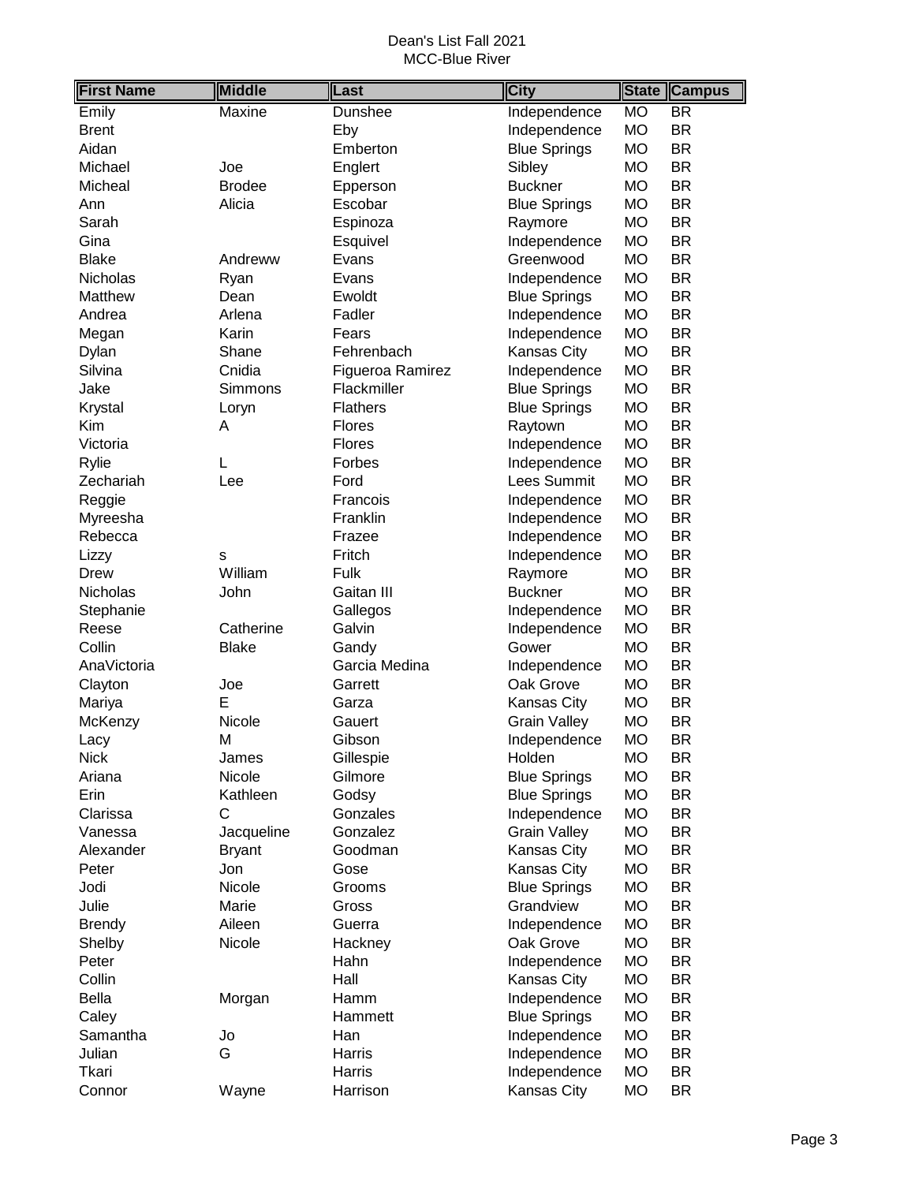Dean's List Fall 2021
MCC-Blue River

| First Name | Middle | Last | City | State | Campus |
|---|---|---|---|---|---|
| Emily | Maxine | Dunshee | Independence | MO | BR |
| Brent | | Eby | Independence | MO | BR |
| Aidan | | Emberton | Blue Springs | MO | BR |
| Michael | Joe | Englert | Sibley | MO | BR |
| Micheal | Brodee | Epperson | Buckner | MO | BR |
| Ann | Alicia | Escobar | Blue Springs | MO | BR |
| Sarah | | Espinoza | Raymore | MO | BR |
| Gina | | Esquivel | Independence | MO | BR |
| Blake | Andreww | Evans | Greenwood | MO | BR |
| Nicholas | Ryan | Evans | Independence | MO | BR |
| Matthew | Dean | Ewoldt | Blue Springs | MO | BR |
| Andrea | Arlena | Fadler | Independence | MO | BR |
| Megan | Karin | Fears | Independence | MO | BR |
| Dylan | Shane | Fehrenbach | Kansas City | MO | BR |
| Silvina | Cnidia | Figueroa Ramirez | Independence | MO | BR |
| Jake | Simmons | Flackmiller | Blue Springs | MO | BR |
| Krystal | Loryn | Flathers | Blue Springs | MO | BR |
| Kim | A | Flores | Raytown | MO | BR |
| Victoria | | Flores | Independence | MO | BR |
| Rylie | L | Forbes | Independence | MO | BR |
| Zechariah | Lee | Ford | Lees Summit | MO | BR |
| Reggie | | Francois | Independence | MO | BR |
| Myreesha | | Franklin | Independence | MO | BR |
| Rebecca | | Frazee | Independence | MO | BR |
| Lizzy | s | Fritch | Independence | MO | BR |
| Drew | William | Fulk | Raymore | MO | BR |
| Nicholas | John | Gaitan III | Buckner | MO | BR |
| Stephanie | | Gallegos | Independence | MO | BR |
| Reese | Catherine | Galvin | Independence | MO | BR |
| Collin | Blake | Gandy | Gower | MO | BR |
| AnaVictoria | | Garcia Medina | Independence | MO | BR |
| Clayton | Joe | Garrett | Oak Grove | MO | BR |
| Mariya | E | Garza | Kansas City | MO | BR |
| McKenzy | Nicole | Gauert | Grain Valley | MO | BR |
| Lacy | M | Gibson | Independence | MO | BR |
| Nick | James | Gillespie | Holden | MO | BR |
| Ariana | Nicole | Gilmore | Blue Springs | MO | BR |
| Erin | Kathleen | Godsy | Blue Springs | MO | BR |
| Clarissa | C | Gonzales | Independence | MO | BR |
| Vanessa | Jacqueline | Gonzalez | Grain Valley | MO | BR |
| Alexander | Bryant | Goodman | Kansas City | MO | BR |
| Peter | Jon | Gose | Kansas City | MO | BR |
| Jodi | Nicole | Grooms | Blue Springs | MO | BR |
| Julie | Marie | Gross | Grandview | MO | BR |
| Brendy | Aileen | Guerra | Independence | MO | BR |
| Shelby | Nicole | Hackney | Oak Grove | MO | BR |
| Peter | | Hahn | Independence | MO | BR |
| Collin | | Hall | Kansas City | MO | BR |
| Bella | Morgan | Hamm | Independence | MO | BR |
| Caley | | Hammett | Blue Springs | MO | BR |
| Samantha | Jo | Han | Independence | MO | BR |
| Julian | G | Harris | Independence | MO | BR |
| Tkari | | Harris | Independence | MO | BR |
| Connor | Wayne | Harrison | Kansas City | MO | BR |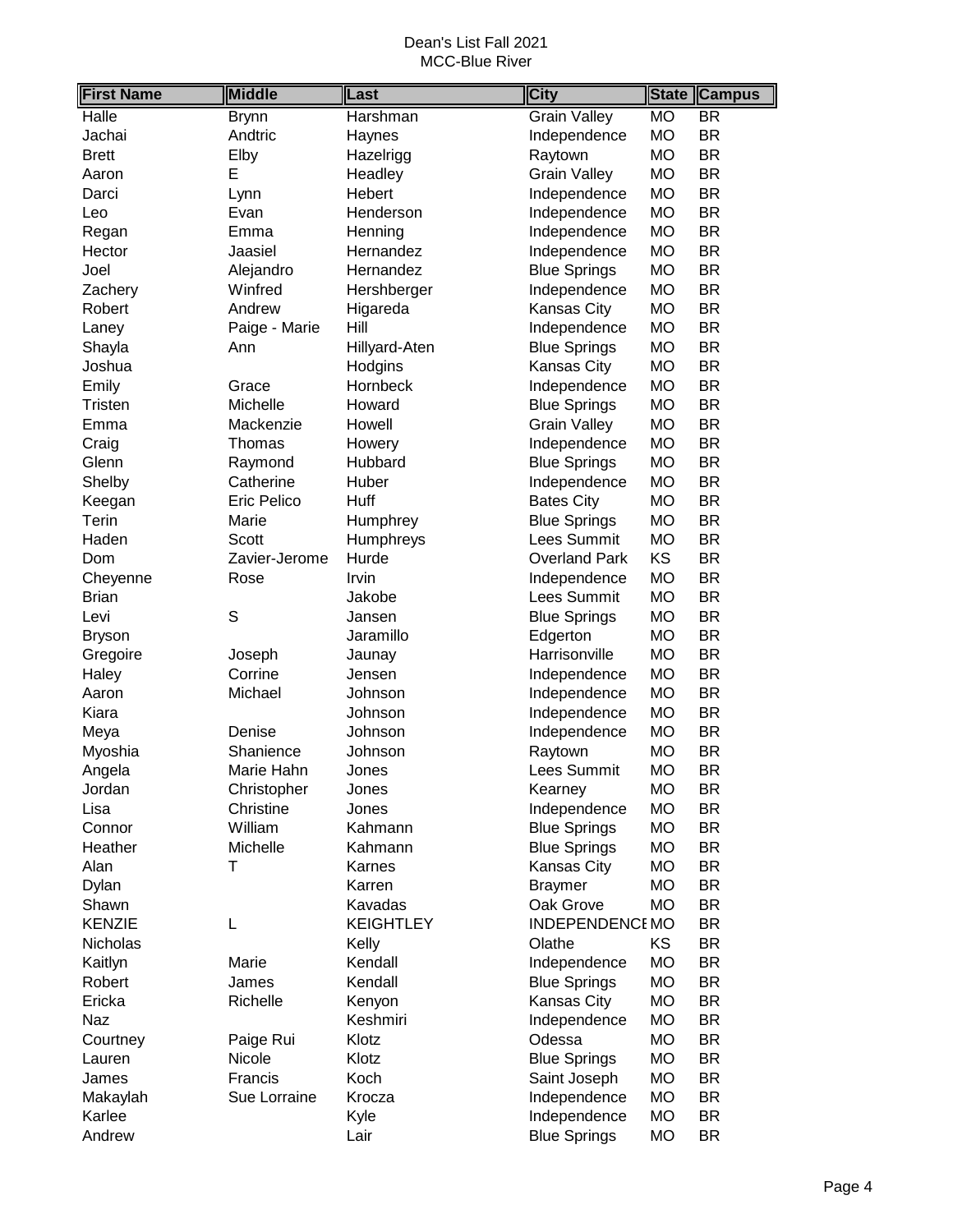Dean's List Fall 2021
MCC-Blue River

| First Name | Middle | Last | City | State | Campus |
|---|---|---|---|---|---|
| Halle | Brynn | Harshman | Grain Valley | MO | BR |
| Jachai | Andtric | Haynes | Independence | MO | BR |
| Brett | Elby | Hazelrigg | Raytown | MO | BR |
| Aaron | E | Headley | Grain Valley | MO | BR |
| Darci | Lynn | Hebert | Independence | MO | BR |
| Leo | Evan | Henderson | Independence | MO | BR |
| Regan | Emma | Henning | Independence | MO | BR |
| Hector | Jaasiel | Hernandez | Independence | MO | BR |
| Joel | Alejandro | Hernandez | Blue Springs | MO | BR |
| Zachery | Winfred | Hershberger | Independence | MO | BR |
| Robert | Andrew | Higareda | Kansas City | MO | BR |
| Laney | Paige - Marie | Hill | Independence | MO | BR |
| Shayla | Ann | Hillyard-Aten | Blue Springs | MO | BR |
| Joshua | | Hodgins | Kansas City | MO | BR |
| Emily | Grace | Hornbeck | Independence | MO | BR |
| Tristen | Michelle | Howard | Blue Springs | MO | BR |
| Emma | Mackenzie | Howell | Grain Valley | MO | BR |
| Craig | Thomas | Howery | Independence | MO | BR |
| Glenn | Raymond | Hubbard | Blue Springs | MO | BR |
| Shelby | Catherine | Huber | Independence | MO | BR |
| Keegan | Eric Pelico | Huff | Bates City | MO | BR |
| Terin | Marie | Humphrey | Blue Springs | MO | BR |
| Haden | Scott | Humphreys | Lees Summit | MO | BR |
| Dom | Zavier-Jerome | Hurde | Overland Park | KS | BR |
| Cheyenne | Rose | Irvin | Independence | MO | BR |
| Brian | | Jakobe | Lees Summit | MO | BR |
| Levi | S | Jansen | Blue Springs | MO | BR |
| Bryson | | Jaramillo | Edgerton | MO | BR |
| Gregoire | Joseph | Jaunay | Harrisonville | MO | BR |
| Haley | Corrine | Jensen | Independence | MO | BR |
| Aaron | Michael | Johnson | Independence | MO | BR |
| Kiara | | Johnson | Independence | MO | BR |
| Meya | Denise | Johnson | Independence | MO | BR |
| Myoshia | Shanience | Johnson | Raytown | MO | BR |
| Angela | Marie Hahn | Jones | Lees Summit | MO | BR |
| Jordan | Christopher | Jones | Kearney | MO | BR |
| Lisa | Christine | Jones | Independence | MO | BR |
| Connor | William | Kahmann | Blue Springs | MO | BR |
| Heather | Michelle | Kahmann | Blue Springs | MO | BR |
| Alan | T | Karnes | Kansas City | MO | BR |
| Dylan | | Karren | Braymer | MO | BR |
| Shawn | | Kavadas | Oak Grove | MO | BR |
| KENZIE | L | KEIGHTLEY | INDEPENDENCE | MO | BR |
| Nicholas | | Kelly | Olathe | KS | BR |
| Kaitlyn | Marie | Kendall | Independence | MO | BR |
| Robert | James | Kendall | Blue Springs | MO | BR |
| Ericka | Richelle | Kenyon | Kansas City | MO | BR |
| Naz | | Keshmiri | Independence | MO | BR |
| Courtney | Paige Rui | Klotz | Odessa | MO | BR |
| Lauren | Nicole | Klotz | Blue Springs | MO | BR |
| James | Francis | Koch | Saint Joseph | MO | BR |
| Makaylah | Sue Lorraine | Krocza | Independence | MO | BR |
| Karlee | | Kyle | Independence | MO | BR |
| Andrew | | Lair | Blue Springs | MO | BR |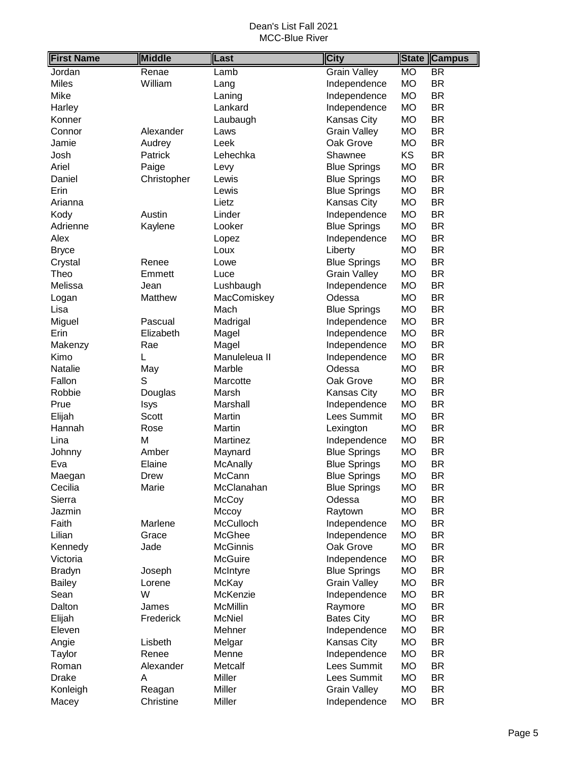Dean's List Fall 2021
MCC-Blue River

| First Name | Middle | Last | City | State | Campus |
|---|---|---|---|---|---|
| Jordan | Renae | Lamb | Grain Valley | MO | BR |
| Miles | William | Lang | Independence | MO | BR |
| Mike | | Laning | Independence | MO | BR |
| Harley | | Lankard | Independence | MO | BR |
| Konner | | Laubaugh | Kansas City | MO | BR |
| Connor | Alexander | Laws | Grain Valley | MO | BR |
| Jamie | Audrey | Leek | Oak Grove | MO | BR |
| Josh | Patrick | Lehechka | Shawnee | KS | BR |
| Ariel | Paige | Levy | Blue Springs | MO | BR |
| Daniel | Christopher | Lewis | Blue Springs | MO | BR |
| Erin | | Lewis | Blue Springs | MO | BR |
| Arianna | | Lietz | Kansas City | MO | BR |
| Kody | Austin | Linder | Independence | MO | BR |
| Adrienne | Kaylene | Looker | Blue Springs | MO | BR |
| Alex | | Lopez | Independence | MO | BR |
| Bryce | | Loux | Liberty | MO | BR |
| Crystal | Renee | Lowe | Blue Springs | MO | BR |
| Theo | Emmett | Luce | Grain Valley | MO | BR |
| Melissa | Jean | Lushbaugh | Independence | MO | BR |
| Logan | Matthew | MacComiskey | Odessa | MO | BR |
| Lisa | | Mach | Blue Springs | MO | BR |
| Miguel | Pascual | Madrigal | Independence | MO | BR |
| Erin | Elizabeth | Magel | Independence | MO | BR |
| Makenzy | Rae | Magel | Independence | MO | BR |
| Kimo | L | Manuleleua II | Independence | MO | BR |
| Natalie | May | Marble | Odessa | MO | BR |
| Fallon | S | Marcotte | Oak Grove | MO | BR |
| Robbie | Douglas | Marsh | Kansas City | MO | BR |
| Prue | Isys | Marshall | Independence | MO | BR |
| Elijah | Scott | Martin | Lees Summit | MO | BR |
| Hannah | Rose | Martin | Lexington | MO | BR |
| Lina | M | Martinez | Independence | MO | BR |
| Johnny | Amber | Maynard | Blue Springs | MO | BR |
| Eva | Elaine | McAnally | Blue Springs | MO | BR |
| Maegan | Drew | McCann | Blue Springs | MO | BR |
| Cecilia | Marie | McClanahan | Blue Springs | MO | BR |
| Sierra | | McCoy | Odessa | MO | BR |
| Jazmin | | Mccoy | Raytown | MO | BR |
| Faith | Marlene | McCulloch | Independence | MO | BR |
| Lilian | Grace | McGhee | Independence | MO | BR |
| Kennedy | Jade | McGinnis | Oak Grove | MO | BR |
| Victoria | | McGuire | Independence | MO | BR |
| Bradyn | Joseph | McIntyre | Blue Springs | MO | BR |
| Bailey | Lorene | McKay | Grain Valley | MO | BR |
| Sean | W | McKenzie | Independence | MO | BR |
| Dalton | James | McMillin | Raymore | MO | BR |
| Elijah | Frederick | McNiel | Bates City | MO | BR |
| Eleven | | Mehner | Independence | MO | BR |
| Angie | Lisbeth | Melgar | Kansas City | MO | BR |
| Taylor | Renee | Menne | Independence | MO | BR |
| Roman | Alexander | Metcalf | Lees Summit | MO | BR |
| Drake | A | Miller | Lees Summit | MO | BR |
| Konleigh | Reagan | Miller | Grain Valley | MO | BR |
| Macey | Christine | Miller | Independence | MO | BR |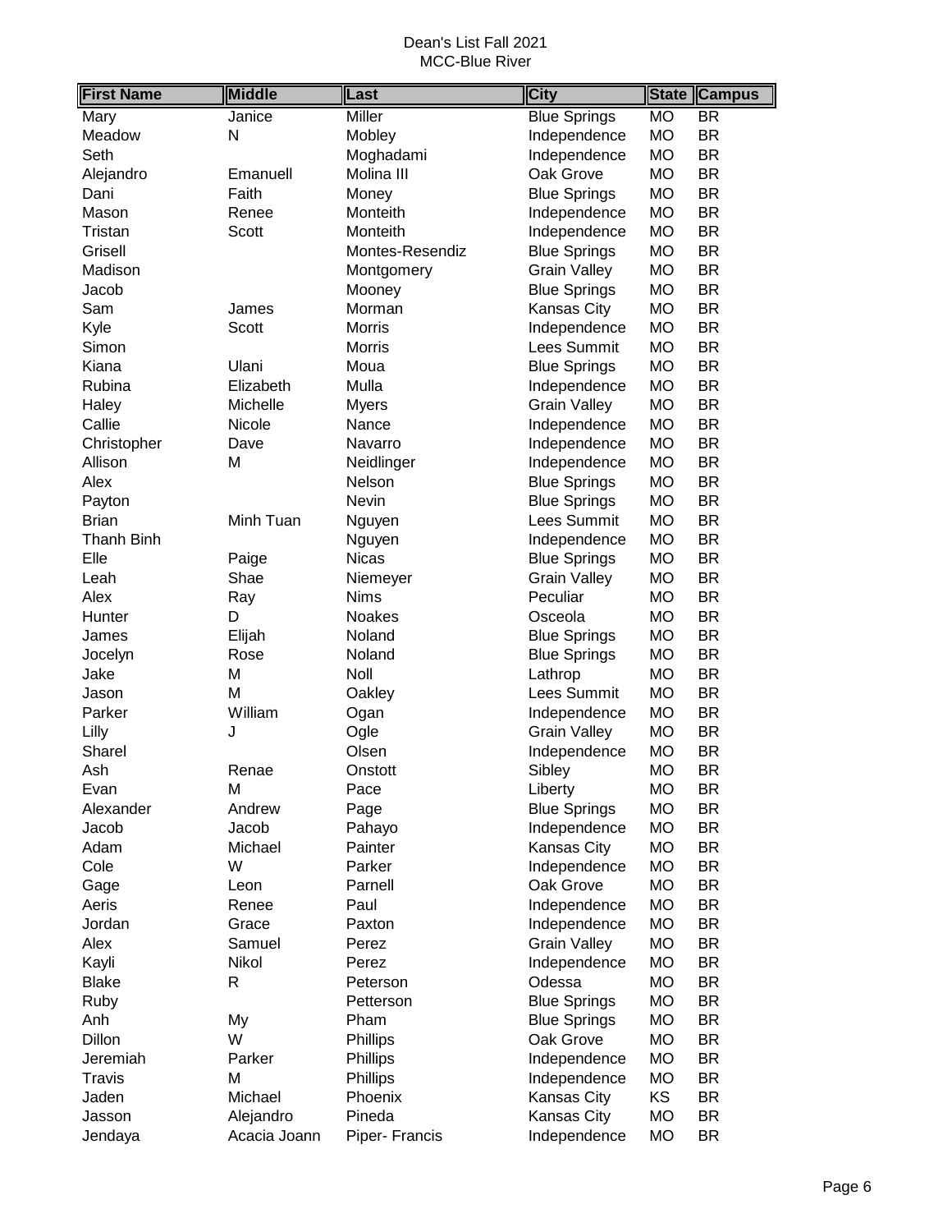Dean's List Fall 2021
MCC-Blue River

| First Name | Middle | Last | City | State | Campus |
|---|---|---|---|---|---|
| Mary | Janice | Miller | Blue Springs | MO | BR |
| Meadow | N | Mobley | Independence | MO | BR |
| Seth | | Moghadami | Independence | MO | BR |
| Alejandro | Emanuell | Molina III | Oak Grove | MO | BR |
| Dani | Faith | Money | Blue Springs | MO | BR |
| Mason | Renee | Monteith | Independence | MO | BR |
| Tristan | Scott | Monteith | Independence | MO | BR |
| Grisell | | Montes-Resendiz | Blue Springs | MO | BR |
| Madison | | Montgomery | Grain Valley | MO | BR |
| Jacob | | Mooney | Blue Springs | MO | BR |
| Sam | James | Morman | Kansas City | MO | BR |
| Kyle | Scott | Morris | Independence | MO | BR |
| Simon | | Morris | Lees Summit | MO | BR |
| Kiana | Ulani | Moua | Blue Springs | MO | BR |
| Rubina | Elizabeth | Mulla | Independence | MO | BR |
| Haley | Michelle | Myers | Grain Valley | MO | BR |
| Callie | Nicole | Nance | Independence | MO | BR |
| Christopher | Dave | Navarro | Independence | MO | BR |
| Allison | M | Neidlinger | Independence | MO | BR |
| Alex | | Nelson | Blue Springs | MO | BR |
| Payton | | Nevin | Blue Springs | MO | BR |
| Brian | Minh Tuan | Nguyen | Lees Summit | MO | BR |
| Thanh Binh | | Nguyen | Independence | MO | BR |
| Elle | Paige | Nicas | Blue Springs | MO | BR |
| Leah | Shae | Niemeyer | Grain Valley | MO | BR |
| Alex | Ray | Nims | Peculiar | MO | BR |
| Hunter | D | Noakes | Osceola | MO | BR |
| James | Elijah | Noland | Blue Springs | MO | BR |
| Jocelyn | Rose | Noland | Blue Springs | MO | BR |
| Jake | M | Noll | Lathrop | MO | BR |
| Jason | M | Oakley | Lees Summit | MO | BR |
| Parker | William | Ogan | Independence | MO | BR |
| Lilly | J | Ogle | Grain Valley | MO | BR |
| Sharel | | Olsen | Independence | MO | BR |
| Ash | Renae | Onstott | Sibley | MO | BR |
| Evan | M | Pace | Liberty | MO | BR |
| Alexander | Andrew | Page | Blue Springs | MO | BR |
| Jacob | Jacob | Pahayo | Independence | MO | BR |
| Adam | Michael | Painter | Kansas City | MO | BR |
| Cole | W | Parker | Independence | MO | BR |
| Gage | Leon | Parnell | Oak Grove | MO | BR |
| Aeris | Renee | Paul | Independence | MO | BR |
| Jordan | Grace | Paxton | Independence | MO | BR |
| Alex | Samuel | Perez | Grain Valley | MO | BR |
| Kayli | Nikol | Perez | Independence | MO | BR |
| Blake | R | Peterson | Odessa | MO | BR |
| Ruby | | Petterson | Blue Springs | MO | BR |
| Anh | My | Pham | Blue Springs | MO | BR |
| Dillon | W | Phillips | Oak Grove | MO | BR |
| Jeremiah | Parker | Phillips | Independence | MO | BR |
| Travis | M | Phillips | Independence | MO | BR |
| Jaden | Michael | Phoenix | Kansas City | KS | BR |
| Jasson | Alejandro | Pineda | Kansas City | MO | BR |
| Jendaya | Acacia Joann | Piper- Francis | Independence | MO | BR |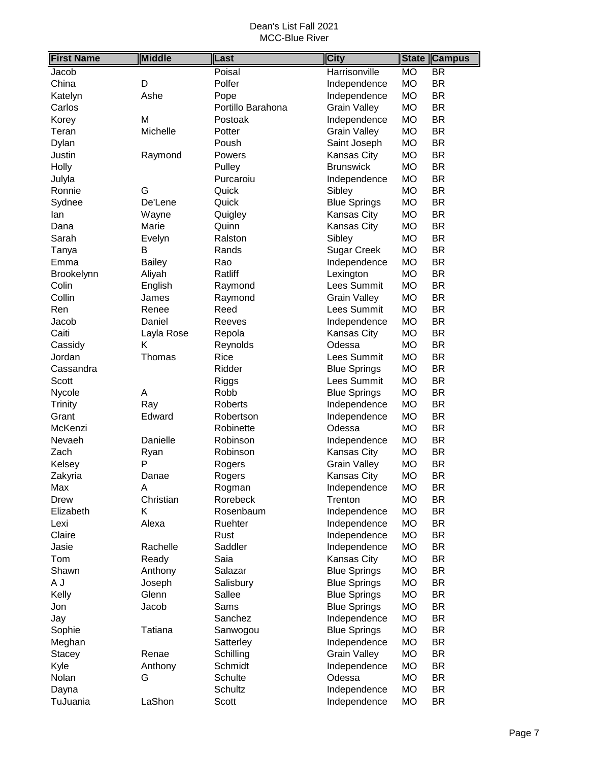Dean's List Fall 2021
MCC-Blue River

| First Name | Middle | Last | City | State | Campus |
|---|---|---|---|---|---|
| Jacob | | Poisal | Harrisonville | MO | BR |
| China | D | Polfer | Independence | MO | BR |
| Katelyn | Ashe | Pope | Independence | MO | BR |
| Carlos | | Portillo Barahona | Grain Valley | MO | BR |
| Korey | M | Postoak | Independence | MO | BR |
| Teran | Michelle | Potter | Grain Valley | MO | BR |
| Dylan | | Poush | Saint Joseph | MO | BR |
| Justin | Raymond | Powers | Kansas City | MO | BR |
| Holly | | Pulley | Brunswick | MO | BR |
| Julyla | | Purcaroiu | Independence | MO | BR |
| Ronnie | G | Quick | Sibley | MO | BR |
| Sydnee | De'Lene | Quick | Blue Springs | MO | BR |
| Ian | Wayne | Quigley | Kansas City | MO | BR |
| Dana | Marie | Quinn | Kansas City | MO | BR |
| Sarah | Evelyn | Ralston | Sibley | MO | BR |
| Tanya | B | Rands | Sugar Creek | MO | BR |
| Emma | Bailey | Rao | Independence | MO | BR |
| Brookelynn | Aliyah | Ratliff | Lexington | MO | BR |
| Colin | English | Raymond | Lees Summit | MO | BR |
| Collin | James | Raymond | Grain Valley | MO | BR |
| Ren | Renee | Reed | Lees Summit | MO | BR |
| Jacob | Daniel | Reeves | Independence | MO | BR |
| Caiti | Layla Rose | Repola | Kansas City | MO | BR |
| Cassidy | K | Reynolds | Odessa | MO | BR |
| Jordan | Thomas | Rice | Lees Summit | MO | BR |
| Cassandra | | Ridder | Blue Springs | MO | BR |
| Scott | | Riggs | Lees Summit | MO | BR |
| Nycole | A | Robb | Blue Springs | MO | BR |
| Trinity | Ray | Roberts | Independence | MO | BR |
| Grant | Edward | Robertson | Independence | MO | BR |
| McKenzi | | Robinette | Odessa | MO | BR |
| Nevaeh | Danielle | Robinson | Independence | MO | BR |
| Zach | Ryan | Robinson | Kansas City | MO | BR |
| Kelsey | P | Rogers | Grain Valley | MO | BR |
| Zakyria | Danae | Rogers | Kansas City | MO | BR |
| Max | A | Rogman | Independence | MO | BR |
| Drew | Christian | Rorebeck | Trenton | MO | BR |
| Elizabeth | K | Rosenbaum | Independence | MO | BR |
| Lexi | Alexa | Ruehter | Independence | MO | BR |
| Claire | | Rust | Independence | MO | BR |
| Jasie | Rachelle | Saddler | Independence | MO | BR |
| Tom | Ready | Saia | Kansas City | MO | BR |
| Shawn | Anthony | Salazar | Blue Springs | MO | BR |
| A J | Joseph | Salisbury | Blue Springs | MO | BR |
| Kelly | Glenn | Sallee | Blue Springs | MO | BR |
| Jon | Jacob | Sams | Blue Springs | MO | BR |
| Jay | | Sanchez | Independence | MO | BR |
| Sophie | Tatiana | Sanwogou | Blue Springs | MO | BR |
| Meghan | | Satterley | Independence | MO | BR |
| Stacey | Renae | Schilling | Grain Valley | MO | BR |
| Kyle | Anthony | Schmidt | Independence | MO | BR |
| Nolan | G | Schulte | Odessa | MO | BR |
| Dayna | | Schultz | Independence | MO | BR |
| TuJuania | LaShon | Scott | Independence | MO | BR |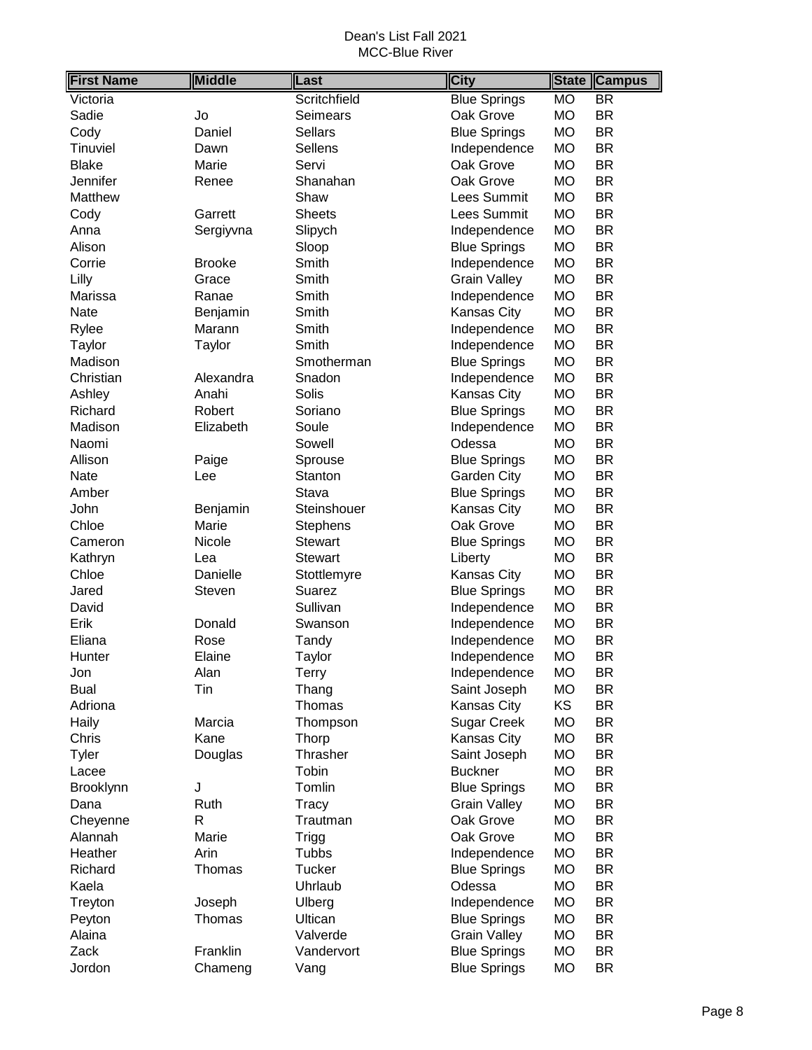Dean's List Fall 2021
MCC-Blue River

| First Name | Middle | Last | City | State | Campus |
|---|---|---|---|---|---|
| Victoria | | Scritchfield | Blue Springs | MO | BR |
| Sadie | Jo | Seimears | Oak Grove | MO | BR |
| Cody | Daniel | Sellars | Blue Springs | MO | BR |
| Tinuviel | Dawn | Sellens | Independence | MO | BR |
| Blake | Marie | Servi | Oak Grove | MO | BR |
| Jennifer | Renee | Shanahan | Oak Grove | MO | BR |
| Matthew | | Shaw | Lees Summit | MO | BR |
| Cody | Garrett | Sheets | Lees Summit | MO | BR |
| Anna | Sergiyvna | Slipych | Independence | MO | BR |
| Alison | | Sloop | Blue Springs | MO | BR |
| Corrie | Brooke | Smith | Independence | MO | BR |
| Lilly | Grace | Smith | Grain Valley | MO | BR |
| Marissa | Ranae | Smith | Independence | MO | BR |
| Nate | Benjamin | Smith | Kansas City | MO | BR |
| Rylee | Marann | Smith | Independence | MO | BR |
| Taylor | Taylor | Smith | Independence | MO | BR |
| Madison | | Smotherman | Blue Springs | MO | BR |
| Christian | Alexandra | Snadon | Independence | MO | BR |
| Ashley | Anahi | Solis | Kansas City | MO | BR |
| Richard | Robert | Soriano | Blue Springs | MO | BR |
| Madison | Elizabeth | Soule | Independence | MO | BR |
| Naomi | | Sowell | Odessa | MO | BR |
| Allison | Paige | Sprouse | Blue Springs | MO | BR |
| Nate | Lee | Stanton | Garden City | MO | BR |
| Amber | | Stava | Blue Springs | MO | BR |
| John | Benjamin | Steinshouer | Kansas City | MO | BR |
| Chloe | Marie | Stephens | Oak Grove | MO | BR |
| Cameron | Nicole | Stewart | Blue Springs | MO | BR |
| Kathryn | Lea | Stewart | Liberty | MO | BR |
| Chloe | Danielle | Stottlemyre | Kansas City | MO | BR |
| Jared | Steven | Suarez | Blue Springs | MO | BR |
| David | | Sullivan | Independence | MO | BR |
| Erik | Donald | Swanson | Independence | MO | BR |
| Eliana | Rose | Tandy | Independence | MO | BR |
| Hunter | Elaine | Taylor | Independence | MO | BR |
| Jon | Alan | Terry | Independence | MO | BR |
| Bual | Tin | Thang | Saint Joseph | MO | BR |
| Adriona | | Thomas | Kansas City | KS | BR |
| Haily | Marcia | Thompson | Sugar Creek | MO | BR |
| Chris | Kane | Thorp | Kansas City | MO | BR |
| Tyler | Douglas | Thrasher | Saint Joseph | MO | BR |
| Lacee | | Tobin | Buckner | MO | BR |
| Brooklynn | J | Tomlin | Blue Springs | MO | BR |
| Dana | Ruth | Tracy | Grain Valley | MO | BR |
| Cheyenne | R | Trautman | Oak Grove | MO | BR |
| Alannah | Marie | Trigg | Oak Grove | MO | BR |
| Heather | Arin | Tubbs | Independence | MO | BR |
| Richard | Thomas | Tucker | Blue Springs | MO | BR |
| Kaela | | Uhrlaub | Odessa | MO | BR |
| Treyton | Joseph | Ulberg | Independence | MO | BR |
| Peyton | Thomas | Ultican | Blue Springs | MO | BR |
| Alaina | | Valverde | Grain Valley | MO | BR |
| Zack | Franklin | Vandervort | Blue Springs | MO | BR |
| Jordon | Chameng | Vang | Blue Springs | MO | BR |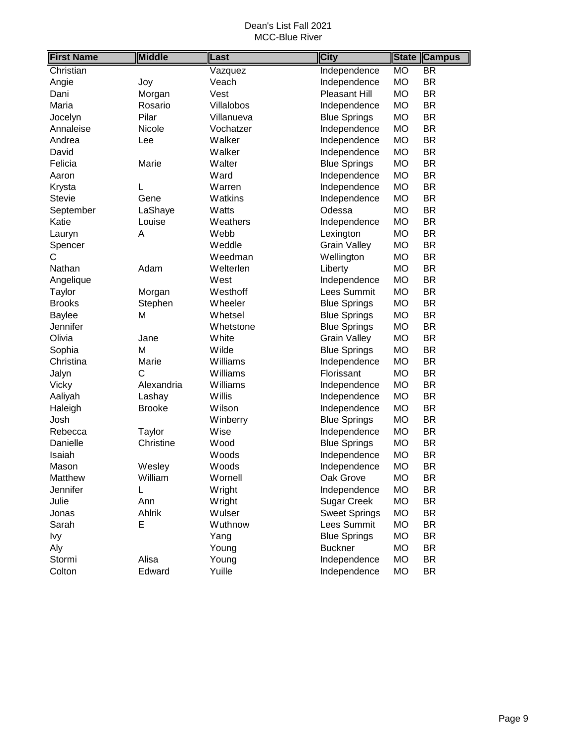Dean's List Fall 2021
MCC-Blue River

| First Name | Middle | Last | City | State | Campus |
|---|---|---|---|---|---|
| Christian | | Vazquez | Independence | MO | BR |
| Angie | Joy | Veach | Independence | MO | BR |
| Dani | Morgan | Vest | Pleasant Hill | MO | BR |
| Maria | Rosario | Villalobos | Independence | MO | BR |
| Jocelyn | Pilar | Villanueva | Blue Springs | MO | BR |
| Annaleise | Nicole | Vochatzer | Independence | MO | BR |
| Andrea | Lee | Walker | Independence | MO | BR |
| David | | Walker | Independence | MO | BR |
| Felicia | Marie | Walter | Blue Springs | MO | BR |
| Aaron | | Ward | Independence | MO | BR |
| Krysta | L | Warren | Independence | MO | BR |
| Stevie | Gene | Watkins | Independence | MO | BR |
| September | LaShaye | Watts | Odessa | MO | BR |
| Katie | Louise | Weathers | Independence | MO | BR |
| Lauryn | A | Webb | Lexington | MO | BR |
| Spencer | | Weddle | Grain Valley | MO | BR |
| C | | Weedman | Wellington | MO | BR |
| Nathan | Adam | Welterlen | Liberty | MO | BR |
| Angelique | | West | Independence | MO | BR |
| Taylor | Morgan | Westhoff | Lees Summit | MO | BR |
| Brooks | Stephen | Wheeler | Blue Springs | MO | BR |
| Baylee | M | Whetsel | Blue Springs | MO | BR |
| Jennifer | | Whetstone | Blue Springs | MO | BR |
| Olivia | Jane | White | Grain Valley | MO | BR |
| Sophia | M | Wilde | Blue Springs | MO | BR |
| Christina | Marie | Williams | Independence | MO | BR |
| Jalyn | C | Williams | Florissant | MO | BR |
| Vicky | Alexandria | Williams | Independence | MO | BR |
| Aaliyah | Lashay | Willis | Independence | MO | BR |
| Haleigh | Brooke | Wilson | Independence | MO | BR |
| Josh | | Winberry | Blue Springs | MO | BR |
| Rebecca | Taylor | Wise | Independence | MO | BR |
| Danielle | Christine | Wood | Blue Springs | MO | BR |
| Isaiah | | Woods | Independence | MO | BR |
| Mason | Wesley | Woods | Independence | MO | BR |
| Matthew | William | Wornell | Oak Grove | MO | BR |
| Jennifer | L | Wright | Independence | MO | BR |
| Julie | Ann | Wright | Sugar Creek | MO | BR |
| Jonas | Ahlrik | Wulser | Sweet Springs | MO | BR |
| Sarah | E | Wuthnow | Lees Summit | MO | BR |
| Ivy | | Yang | Blue Springs | MO | BR |
| Aly | | Young | Buckner | MO | BR |
| Stormi | Alisa | Young | Independence | MO | BR |
| Colton | Edward | Yuille | Independence | MO | BR |